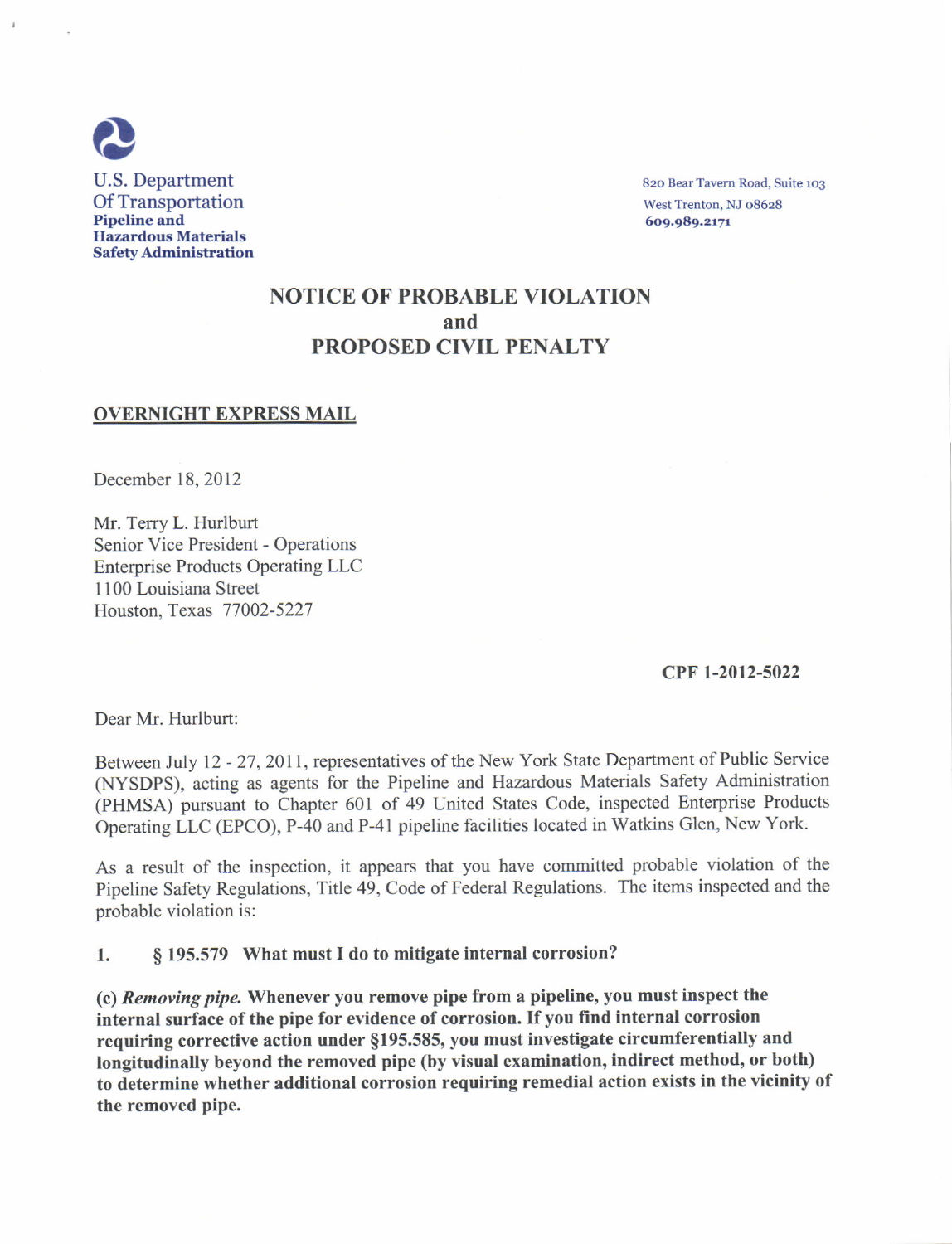U.S. Department
Of Transportation
**Pipeline and Hazardous Materials Safety Administration**

820 Bear Tavern Road, Suite 103
West Trenton, NJ 08628
**609.989.2171**

# NOTICE OF PROBABLE VIOLATION and PROPOSED CIVIL PENALTY

**OVERNIGHT EXPRESS MAIL**

December 18, 2012

Mr. Terry L. Hurlburt
Senior Vice President - Operations
Enterprise Products Operating LLC
1100 Louisiana Street
Houston, Texas 77002-5227

**CPF 1-2012-5022**

Dear Mr. Hurlburt:

Between July 12 - 27, 2011, representatives of the New York State Department of Public Service (NYSDPS), acting as agents for the Pipeline and Hazardous Materials Safety Administration (PHMSA) pursuant to Chapter 601 of 49 United States Code, inspected Enterprise Products Operating LLC (EPCO), P-40 and P-41 pipeline facilities located in Watkins Glen, New York.

As a result of the inspection, it appears that you have committed probable violation of the Pipeline Safety Regulations, Title 49, Code of Federal Regulations. The items inspected and the probable violation is:

**1. § 195.579 What must I do to mitigate internal corrosion?**

**(c) *Removing pipe.* Whenever you remove pipe from a pipeline, you must inspect the internal surface of the pipe for evidence of corrosion. If you find internal corrosion requiring corrective action under §195.585, you must investigate circumferentially and longitudinally beyond the removed pipe (by visual examination, indirect method, or both) to determine whether additional corrosion requiring remedial action exists in the vicinity of the removed pipe.**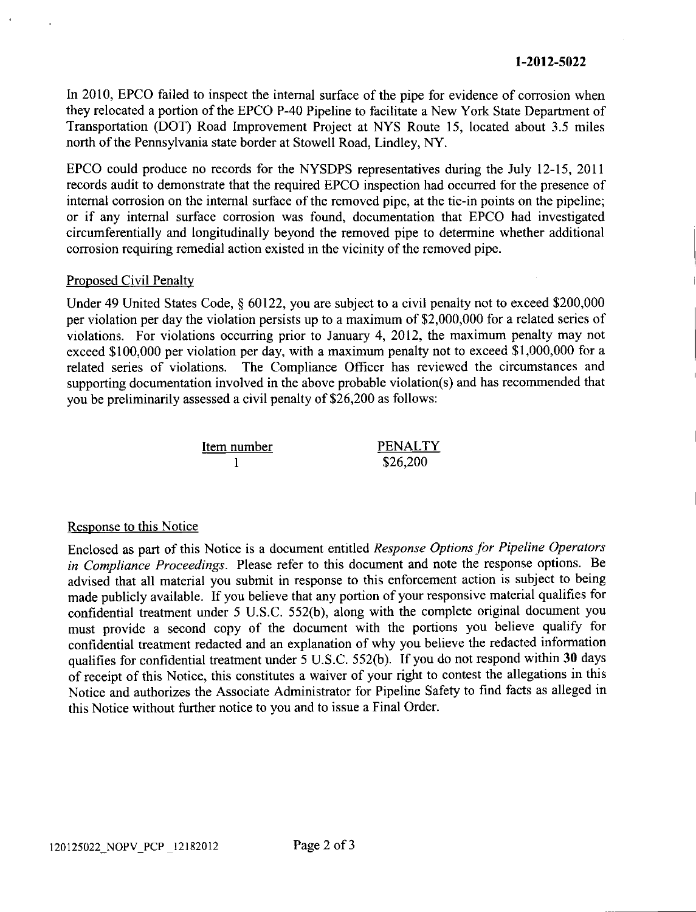In 2010, EPCO failed to inspect the internal surface of the pipe for evidence of corrosion when they relocated a portion of the EPCO P-40 Pipeline to facilitate a New York State Department of Transportation (DOT) Road Improvement Project at NYS Route 15, located about 3.5 miles north of the Pennsylvania state border at Stowell Road, Lindley, NY.

EPCO could produce no records for the NYSDPS representatives during the July 12-15, 2011 records audit to demonstrate that the required EPCO inspection had occurred for the presence of internal corrosion on the internal surface of the removed pipe, at the tie-in points on the pipeline; or if any internal surface corrosion was found, documentation that EPCO had investigated circumferentially and longitudinally beyond the removed pipe to determine whether additional corrosion requiring remedial action existed in the vicinity of the removed pipe.

## Proposed Civil Penalty

Under 49 United States Code, § 60122, you are subject to a civil penalty not to exceed $200,000 per violation per day the violation persists up to a maximum of $2,000,000 for a related series of violations. For violations occurring prior to January 4, 2012, the maximum penalty may not exceed $100,000 per violation per day, with a maximum penalty not to exceed $1,000,000 for a related series of violations. The Compliance Officer has reviewed the circumstances and supporting documentation involved in the above probable violation(s) and has recommended that you be preliminarily assessed a civil penalty of $26,200 as follows:

| Item number | PENALTY |
|---|---|
| 1 | $26,200 |

## Response to this Notice

Enclosed as part of this Notice is a document entitled *Response Options for Pipeline Operators in Compliance Proceedings*. Please refer to this document and note the response options. Be advised that all material you submit in response to this enforcement action is subject to being made publicly available. If you believe that any portion of your responsive material qualifies for confidential treatment under 5 U.S.C. 552(b), along with the complete original document you must provide a second copy of the document with the portions you believe qualify for confidential treatment redacted and an explanation of why you believe the redacted information qualifies for confidential treatment under 5 U.S.C. 552(b). If you do not respond within **30** days of receipt of this Notice, this constitutes a waiver of your right to contest the allegations in this Notice and authorizes the Associate Administrator for Pipeline Safety to find facts as alleged in this Notice without further notice to you and to issue a Final Order.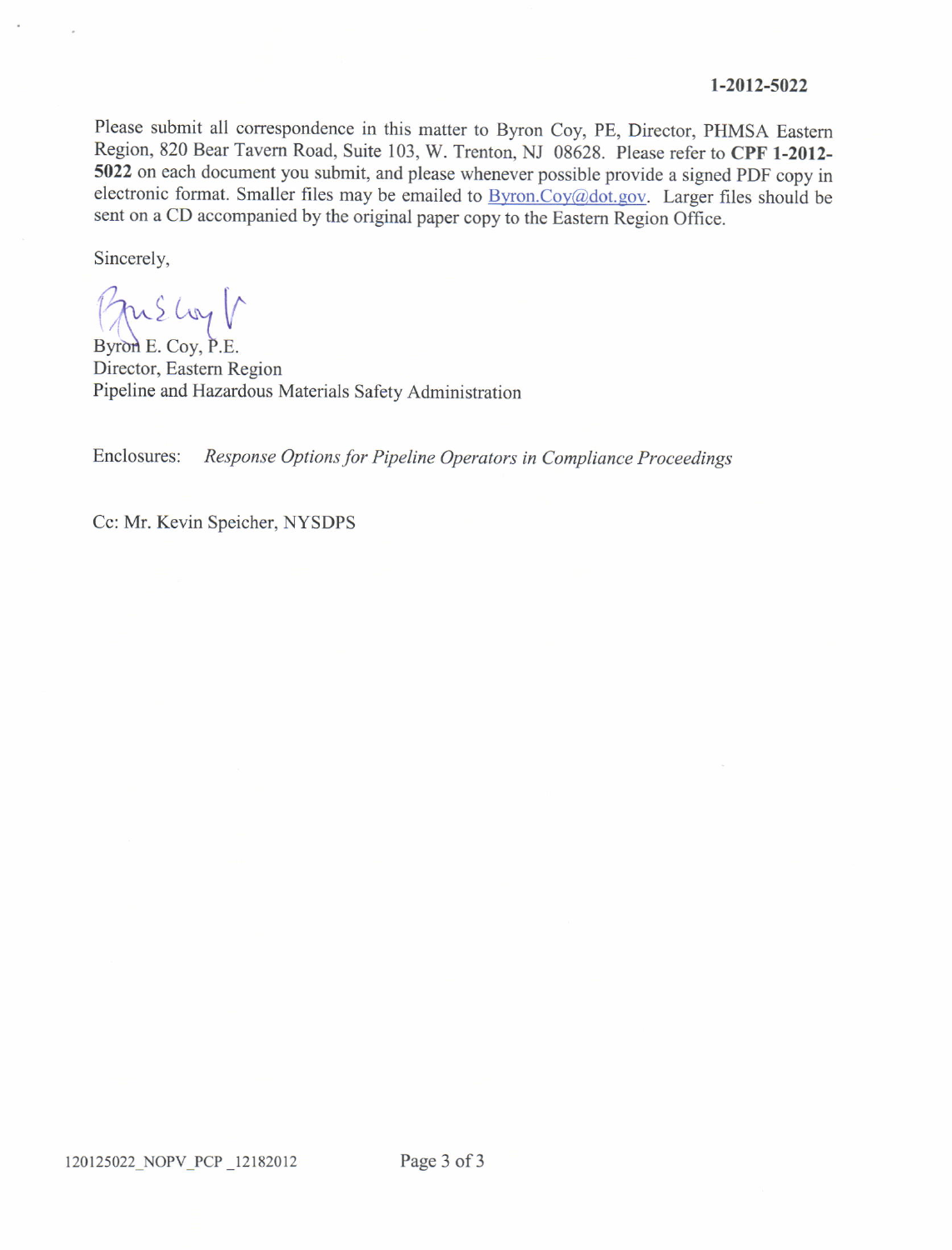1-2012-5022

Please submit all correspondence in this matter to Byron Coy, PE, Director, PHMSA Eastern Region, 820 Bear Tavern Road, Suite 103, W. Trenton, NJ 08628. Please refer to **CPF 1-2012-5022** on each document you submit, and please whenever possible provide a signed PDF copy in electronic format. Smaller files may be emailed to Byron.Coy@dot.gov. Larger files should be sent on a CD accompanied by the original paper copy to the Eastern Region Office.

Sincerely,

Byron E. Coy, P.E.
Director, Eastern Region
Pipeline and Hazardous Materials Safety Administration

Enclosures: *Response Options for Pipeline Operators in Compliance Proceedings*

Cc: Mr. Kevin Speicher, NYSDPS

120125022_NOPV_PCP _12182012